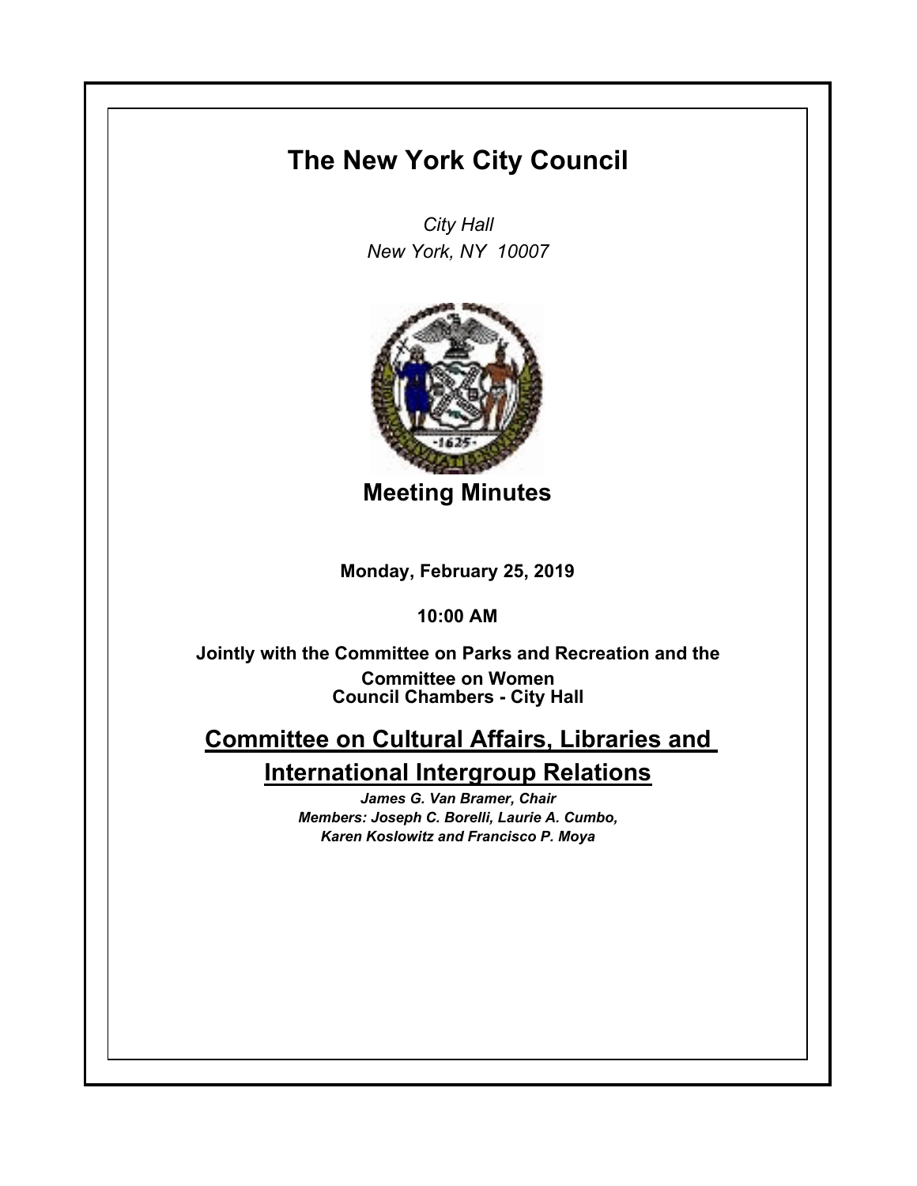# The New York City Council

*City Hall*
*New York, NY 10007*

## Meeting Minutes

**Monday, February 25, 2019**

**10:00 AM**

**Jointly with the Committee on Parks and Recreation and the Committee on Women**
**Council Chambers - City Hall**

## Committee on Cultural Affairs, Libraries and International Intergroup Relations

***James G. Van Bramer, Chair***
***Members: Joseph C. Borelli, Laurie A. Cumbo, Karen Koslowitz and Francisco P. Moya***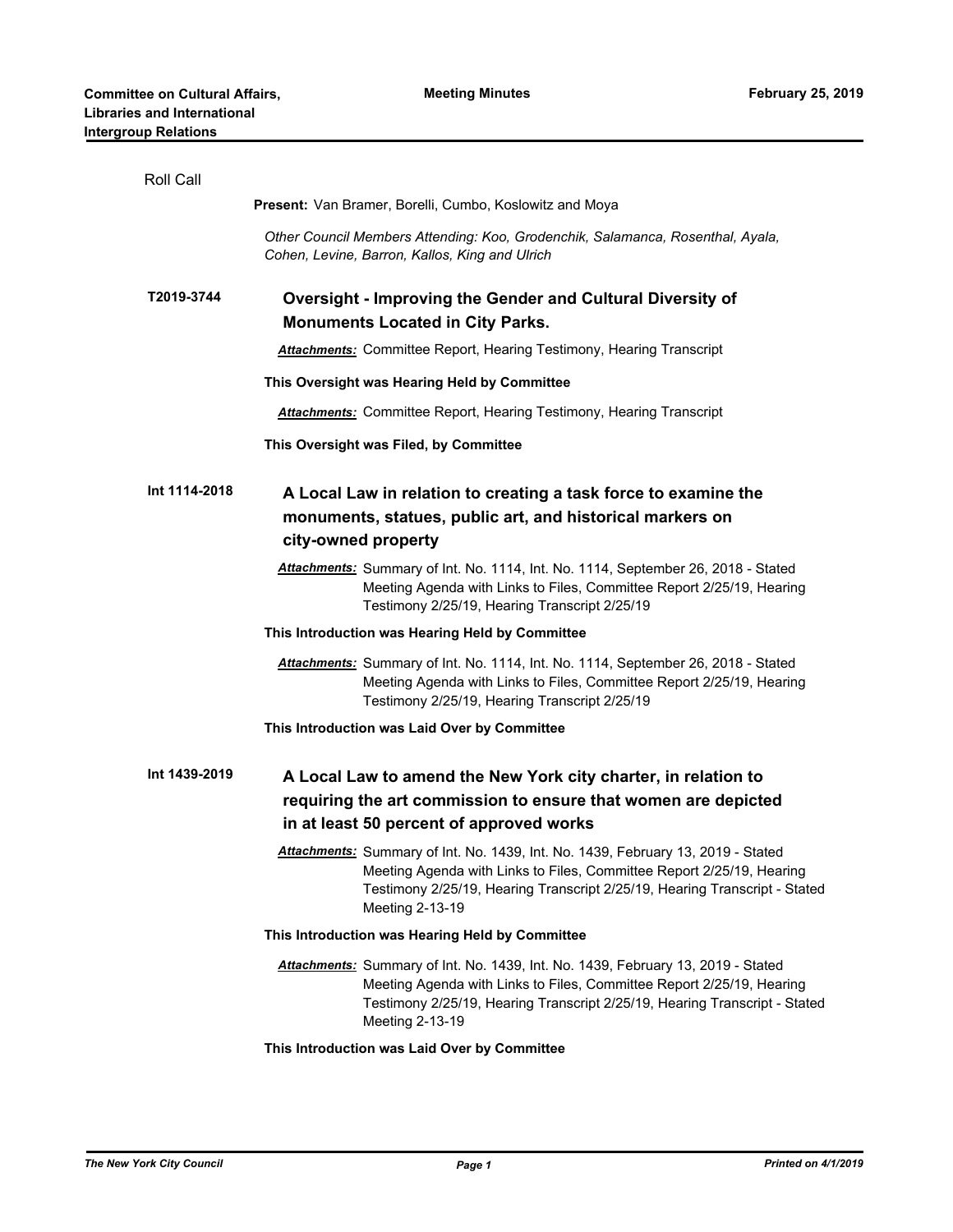Roll Call

**Present:** Van Bramer, Borelli, Cumbo, Koslowitz and Moya

*Other Council Members Attending: Koo, Grodenchik, Salamanca, Rosenthal, Ayala, Cohen, Levine, Barron, Kallos, King and Ulrich*

**T2019-3744** **Oversight - Improving the Gender and Cultural Diversity of Monuments Located in City Parks.**

***Attachments:*** Committee Report, Hearing Testimony, Hearing Transcript

**This Oversight was Hearing Held by Committee**

***Attachments:*** Committee Report, Hearing Testimony, Hearing Transcript

**This Oversight was Filed, by Committee**

**Int 1114-2018** **A Local Law in relation to creating a task force to examine the monuments, statues, public art, and historical markers on city-owned property**

***Attachments:*** Summary of Int. No. 1114, Int. No. 1114, September 26, 2018 - Stated Meeting Agenda with Links to Files, Committee Report 2/25/19, Hearing Testimony 2/25/19, Hearing Transcript 2/25/19

**This Introduction was Hearing Held by Committee**

***Attachments:*** Summary of Int. No. 1114, Int. No. 1114, September 26, 2018 - Stated Meeting Agenda with Links to Files, Committee Report 2/25/19, Hearing Testimony 2/25/19, Hearing Transcript 2/25/19

**This Introduction was Laid Over by Committee**

**Int 1439-2019** **A Local Law to amend the New York city charter, in relation to requiring the art commission to ensure that women are depicted in at least 50 percent of approved works**

***Attachments:*** Summary of Int. No. 1439, Int. No. 1439, February 13, 2019 - Stated Meeting Agenda with Links to Files, Committee Report 2/25/19, Hearing Testimony 2/25/19, Hearing Transcript 2/25/19, Hearing Transcript - Stated Meeting 2-13-19

**This Introduction was Hearing Held by Committee**

***Attachments:*** Summary of Int. No. 1439, Int. No. 1439, February 13, 2019 - Stated Meeting Agenda with Links to Files, Committee Report 2/25/19, Hearing Testimony 2/25/19, Hearing Transcript 2/25/19, Hearing Transcript - Stated Meeting 2-13-19

**This Introduction was Laid Over by Committee**